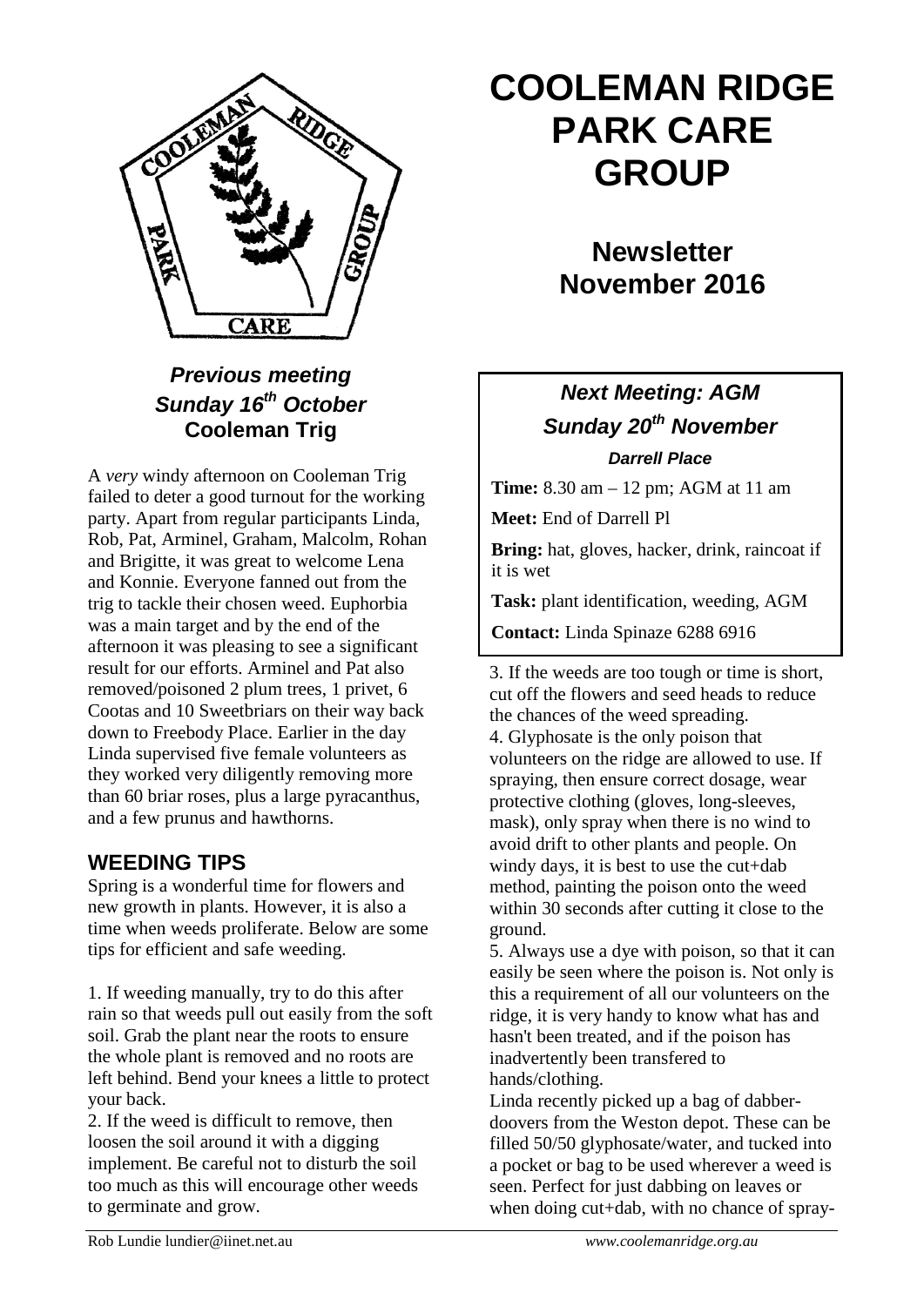# COOLEMAN RIDGE PARK CARE GROUP

## Newsletter November 2016

### *Previous meeting Sunday 16th October* Cooleman Trig

A *very* windy afternoon on Cooleman Trig failed to deter a good turnout for the working party. Apart from regular participants Linda, Rob, Pat, Arminel, Graham, Malcolm, Rohan and Brigitte, it was great to welcome Lena and Konnie. Everyone fanned out from the trig to tackle their chosen weed. Euphorbia was a main target and by the end of the afternoon it was pleasing to see a significant result for our efforts. Arminel and Pat also removed/poisoned 2 plum trees, 1 privet, 6 Cootas and 10 Sweetbriars on their way back down to Freebody Place. Earlier in the day Linda supervised five female volunteers as they worked very diligently removing more than 60 briar roses, plus a large pyracanthus, and a few prunus and hawthorns.

### *Next Meeting: AGM Sunday 20th November*

***Darrell Place***

**Time:** 8.30 am – 12 pm; AGM at 11 am

**Meet:** End of Darrell Pl

**Bring:** hat, gloves, hacker, drink, raincoat if it is wet

**Task:** plant identification, weeding, AGM

**Contact:** Linda Spinaze 6288 6916

## WEEDING TIPS

Spring is a wonderful time for flowers and new growth in plants. However, it is also a time when weeds proliferate. Below are some tips for efficient and safe weeding.

1. If weeding manually, try to do this after rain so that weeds pull out easily from the soft soil. Grab the plant near the roots to ensure the whole plant is removed and no roots are left behind. Bend your knees a little to protect your back.
2. If the weed is difficult to remove, then loosen the soil around it with a digging implement. Be careful not to disturb the soil too much as this will encourage other weeds to germinate and grow.
3. If the weeds are too tough or time is short, cut off the flowers and seed heads to reduce the chances of the weed spreading.
4. Glyphosate is the only poison that volunteers on the ridge are allowed to use. If spraying, then ensure correct dosage, wear protective clothing (gloves, long-sleeves, mask), only spray when there is no wind to avoid drift to other plants and people. On windy days, it is best to use the cut+dab method, painting the poison onto the weed within 30 seconds after cutting it close to the ground.
5. Always use a dye with poison, so that it can easily be seen where the poison is. Not only is this a requirement of all our volunteers on the ridge, it is very handy to know what has and hasn't been treated, and if the poison has inadvertently been transfered to hands/clothing.

Linda recently picked up a bag of dabber-doovers from the Weston depot. These can be filled 50/50 glyphosate/water, and tucked into a pocket or bag to be used wherever a weed is seen. Perfect for just dabbing on leaves or when doing cut+dab, with no chance of spray-

Rob Lundie lundier@iinet.net.au *www.coolemanridge.org.au*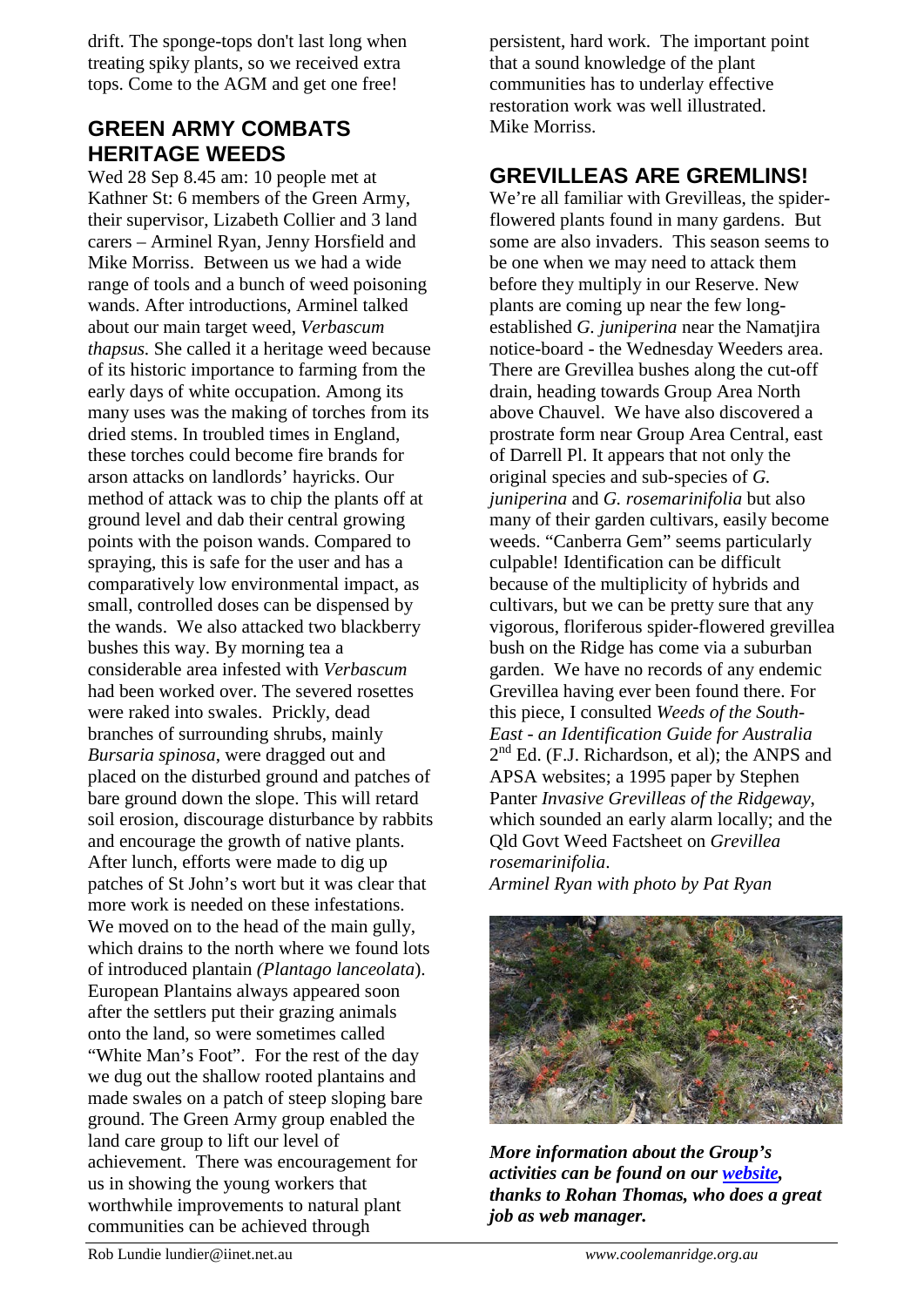drift. The sponge-tops don't last long when treating spiky plants, so we received extra tops. Come to the AGM and get one free!

## GREEN ARMY COMBATS HERITAGE WEEDS

Wed 28 Sep 8.45 am: 10 people met at Kathner St: 6 members of the Green Army, their supervisor, Lizabeth Collier and 3 land carers – Arminel Ryan, Jenny Horsfield and Mike Morriss. Between us we had a wide range of tools and a bunch of weed poisoning wands. After introductions, Arminel talked about our main target weed, *Verbascum thapsus.* She called it a heritage weed because of its historic importance to farming from the early days of white occupation. Among its many uses was the making of torches from its dried stems. In troubled times in England, these torches could become fire brands for arson attacks on landlords' hayricks. Our method of attack was to chip the plants off at ground level and dab their central growing points with the poison wands. Compared to spraying, this is safe for the user and has a comparatively low environmental impact, as small, controlled doses can be dispensed by the wands. We also attacked two blackberry bushes this way. By morning tea a considerable area infested with *Verbascum* had been worked over. The severed rosettes were raked into swales. Prickly, dead branches of surrounding shrubs, mainly *Bursaria spinosa*, were dragged out and placed on the disturbed ground and patches of bare ground down the slope. This will retard soil erosion, discourage disturbance by rabbits and encourage the growth of native plants. After lunch, efforts were made to dig up patches of St John's wort but it was clear that more work is needed on these infestations. We moved on to the head of the main gully, which drains to the north where we found lots of introduced plantain *(Plantago lanceolata*). European Plantains always appeared soon after the settlers put their grazing animals onto the land, so were sometimes called "White Man's Foot". For the rest of the day we dug out the shallow rooted plantains and made swales on a patch of steep sloping bare ground. The Green Army group enabled the land care group to lift our level of achievement. There was encouragement for us in showing the young workers that worthwhile improvements to natural plant communities can be achieved through persistent, hard work. The important point that a sound knowledge of the plant communities has to underlay effective restoration work was well illustrated.
Mike Morriss.

## GREVILLEAS ARE GREMLINS!

We're all familiar with Grevilleas, the spider-flowered plants found in many gardens. But some are also invaders. This season seems to be one when we may need to attack them before they multiply in our Reserve. New plants are coming up near the few long-established *G. juniperina* near the Namatjira notice-board - the Wednesday Weeders area. There are Grevillea bushes along the cut-off drain, heading towards Group Area North above Chauvel. We have also discovered a prostrate form near Group Area Central, east of Darrell Pl. It appears that not only the original species and sub-species of *G. juniperina* and *G. rosemarinifolia* but also many of their garden cultivars, easily become weeds. "Canberra Gem" seems particularly culpable! Identification can be difficult because of the multiplicity of hybrids and cultivars, but we can be pretty sure that any vigorous, floriferous spider-flowered grevillea bush on the Ridge has come via a suburban garden. We have no records of any endemic Grevillea having ever been found there. For this piece, I consulted *Weeds of the South-East - an Identification Guide for Australia* 2nd Ed. (F.J. Richardson, et al); the ANPS and APSA websites; a 1995 paper by Stephen Panter *Invasive Grevilleas of the Ridgeway,* which sounded an early alarm locally; and the Qld Govt Weed Factsheet on *Grevillea rosemarinifolia*.

*Arminel Ryan with photo by Pat Ryan*

***More information about the Group's activities can be found on our website, thanks to Rohan Thomas, who does a great job as web manager.***

Rob Lundie lundier@iinet.net.au www.coolemanridge.org.au